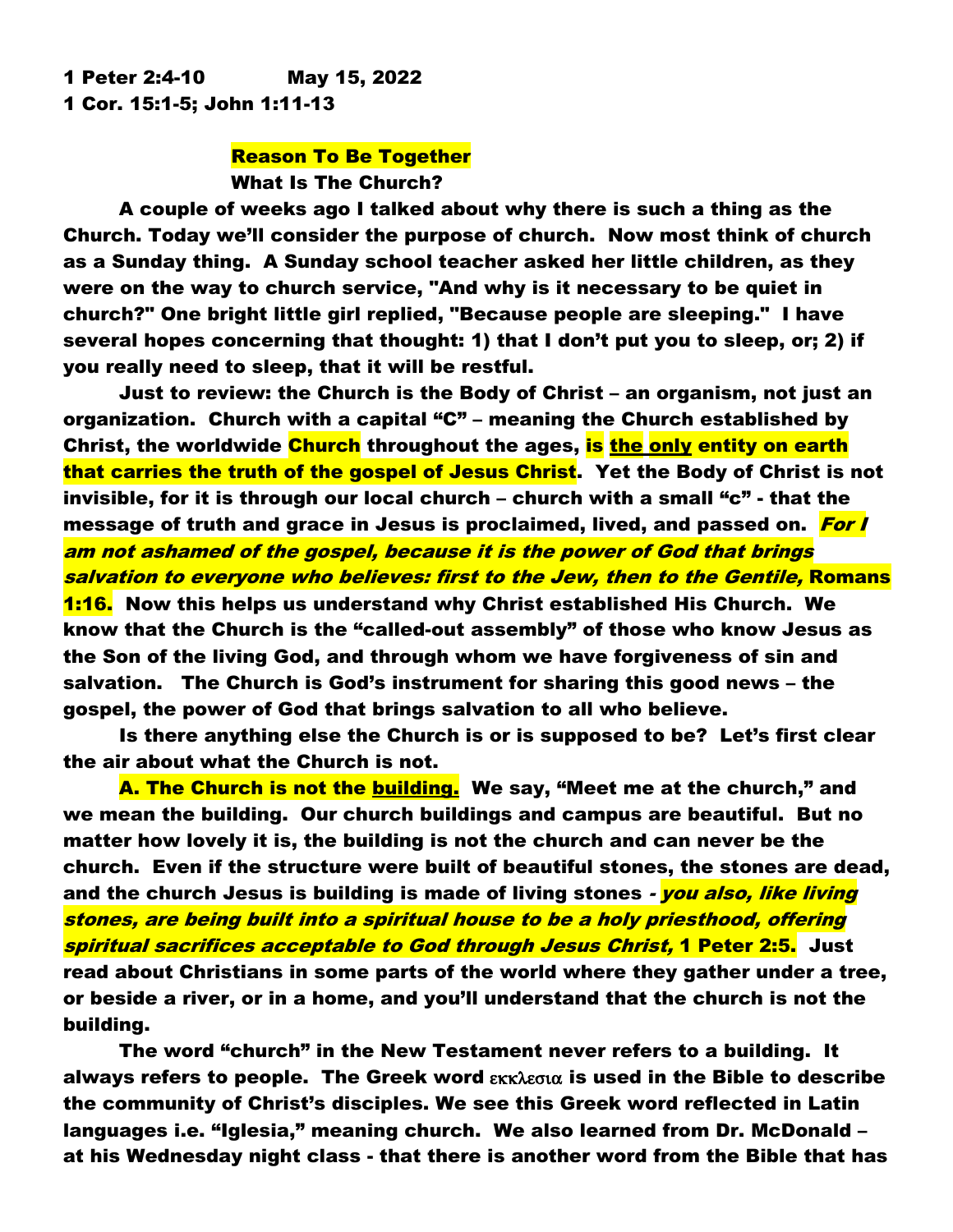**1 Peter 2:4-10 May 15, 2022**
**1 Cor. 15:1-5; John 1:11-13**

**Reason To Be Together**
**What Is The Church?**

**A couple of weeks ago I talked about why there is such a thing as the Church. Today we'll consider the purpose of church. Now most think of church as a Sunday thing. A Sunday school teacher asked her little children, as they were on the way to church service, "And why is it necessary to be quiet in church?" One bright little girl replied, "Because people are sleeping." I have several hopes concerning that thought: 1) that I don't put you to sleep, or; 2) if you really need to sleep, that it will be restful.**

**Just to review: the Church is the Body of Christ – an organism, not just an organization. Church with a capital "C" – meaning the Church established by Christ, the worldwide Church throughout the ages, is the only entity on earth that carries the truth of the gospel of Jesus Christ. Yet the Body of Christ is not invisible, for it is through our local church – church with a small "c" - that the message of truth and grace in Jesus is proclaimed, lived, and passed on. *For I am not ashamed of the gospel, because it is the power of God that brings salvation to everyone who believes: first to the Jew, then to the Gentile,* Romans 1:16. Now this helps us understand why Christ established His Church. We know that the Church is the "called-out assembly" of those who know Jesus as the Son of the living God, and through whom we have forgiveness of sin and salvation. The Church is God's instrument for sharing this good news – the gospel, the power of God that brings salvation to all who believe.**

**Is there anything else the Church is or is supposed to be? Let's first clear the air about what the Church is not.**

**A. The Church is not the building. We say, "Meet me at the church," and we mean the building. Our church buildings and campus are beautiful. But no matter how lovely it is, the building is not the church and can never be the church. Even if the structure were built of beautiful stones, the stones are dead, and the church Jesus is building is made of living stones - *you also, like living stones, are being built into a spiritual house to be a holy priesthood, offering spiritual sacrifices acceptable to God through Jesus Christ,* 1 Peter 2:5. Just read about Christians in some parts of the world where they gather under a tree, or beside a river, or in a home, and you'll understand that the church is not the building.**

**The word "church" in the New Testament never refers to a building. It always refers to people. The Greek word εκκλεσια is used in the Bible to describe the community of Christ's disciples. We see this Greek word reflected in Latin languages i.e. "Iglesia," meaning church. We also learned from Dr. McDonald – at his Wednesday night class - that there is another word from the Bible that has**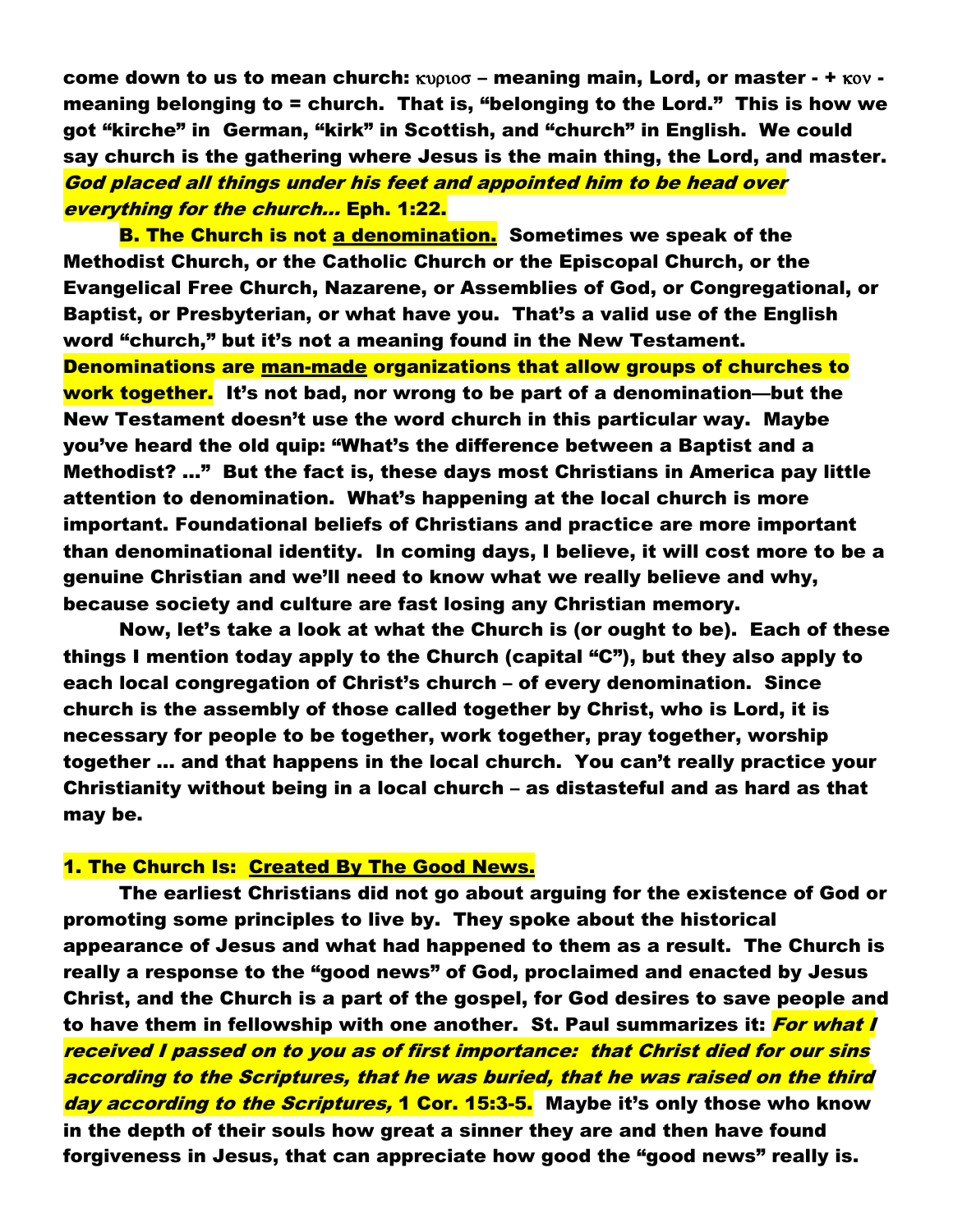**come down to us to mean church: κυριοσ – meaning main, Lord, or master - + κον - meaning belonging to = church. That is, "belonging to the Lord." This is how we got "kirche" in German, "kirk" in Scottish, and "church" in English. We could say church is the gathering where Jesus is the main thing, the Lord, and master.** ***God placed all things under his feet and appointed him to be head over everything for the church…*** **Eph. 1:22.**

**B. The Church is not a denomination. Sometimes we speak of the Methodist Church, or the Catholic Church or the Episcopal Church, or the Evangelical Free Church, Nazarene, or Assemblies of God, or Congregational, or Baptist, or Presbyterian, or what have you. That's a valid use of the English word "church," but it's not a meaning found in the New Testament. Denominations are man-made organizations that allow groups of churches to work together. It's not bad, nor wrong to be part of a denomination—but the New Testament doesn't use the word church in this particular way. Maybe you've heard the old quip: "What's the difference between a Baptist and a Methodist? …" But the fact is, these days most Christians in America pay little attention to denomination. What's happening at the local church is more important. Foundational beliefs of Christians and practice are more important than denominational identity. In coming days, I believe, it will cost more to be a genuine Christian and we'll need to know what we really believe and why, because society and culture are fast losing any Christian memory.**

**Now, let's take a look at what the Church is (or ought to be). Each of these things I mention today apply to the Church (capital "C"), but they also apply to each local congregation of Christ's church – of every denomination. Since church is the assembly of those called together by Christ, who is Lord, it is necessary for people to be together, work together, pray together, worship together … and that happens in the local church. You can't really practice your Christianity without being in a local church – as distasteful and as hard as that may be.**

**1. The Church Is: Created By The Good News.**

**The earliest Christians did not go about arguing for the existence of God or promoting some principles to live by. They spoke about the historical appearance of Jesus and what had happened to them as a result. The Church is really a response to the "good news" of God, proclaimed and enacted by Jesus Christ, and the Church is a part of the gospel, for God desires to save people and to have them in fellowship with one another. St. Paul summarizes it:** ***For what I received I passed on to you as of first importance: that Christ died for our sins according to the Scriptures, that he was buried, that he was raised on the third day according to the Scriptures,*** **1 Cor. 15:3-5. Maybe it's only those who know in the depth of their souls how great a sinner they are and then have found forgiveness in Jesus, that can appreciate how good the "good news" really is.**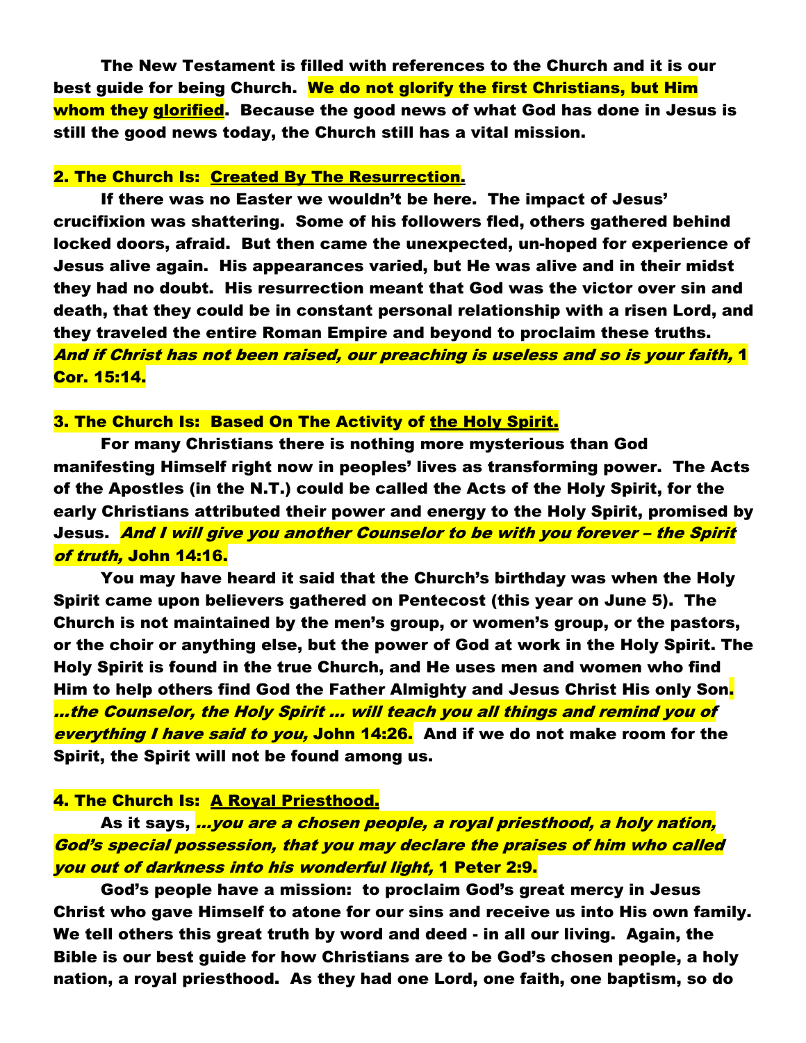**The New Testament is filled with references to the Church and it is our best guide for being Church. We do not glorify the first Christians, but Him whom they glorified. Because the good news of what God has done in Jesus is still the good news today, the Church still has a vital mission.**

## 2. The Church Is: Created By The Resurrection.

**If there was no Easter we wouldn't be here. The impact of Jesus' crucifixion was shattering. Some of his followers fled, others gathered behind locked doors, afraid. But then came the unexpected, un-hoped for experience of Jesus alive again. His appearances varied, but He was alive and in their midst they had no doubt. His resurrection meant that God was the victor over sin and death, that they could be in constant personal relationship with a risen Lord, and they traveled the entire Roman Empire and beyond to proclaim these truths.** ***And if Christ has not been raised, our preaching is useless and so is your faith,*** **1 Cor. 15:14.**

## 3. The Church Is: Based On The Activity of the Holy Spirit.

**For many Christians there is nothing more mysterious than God manifesting Himself right now in peoples' lives as transforming power. The Acts of the Apostles (in the N.T.) could be called the Acts of the Holy Spirit, for the early Christians attributed their power and energy to the Holy Spirit, promised by Jesus.** ***And I will give you another Counselor to be with you forever – the Spirit of truth,*** **John 14:16.**

**You may have heard it said that the Church's birthday was when the Holy Spirit came upon believers gathered on Pentecost (this year on June 5). The Church is not maintained by the men's group, or women's group, or the pastors, or the choir or anything else, but the power of God at work in the Holy Spirit. The Holy Spirit is found in the true Church, and He uses men and women who find Him to help others find God the Father Almighty and Jesus Christ His only Son.** ***…the Counselor, the Holy Spirit … will teach you all things and remind you of everything I have said to you,*** **John 14:26. And if we do not make room for the Spirit, the Spirit will not be found among us.**

## 4. The Church Is: A Royal Priesthood.

**As it says,** ***…you are a chosen people, a royal priesthood, a holy nation, God's special possession, that you may declare the praises of him who called you out of darkness into his wonderful light,*** **1 Peter 2:9.**

**God's people have a mission: to proclaim God's great mercy in Jesus Christ who gave Himself to atone for our sins and receive us into His own family. We tell others this great truth by word and deed - in all our living. Again, the Bible is our best guide for how Christians are to be God's chosen people, a holy nation, a royal priesthood. As they had one Lord, one faith, one baptism, so do**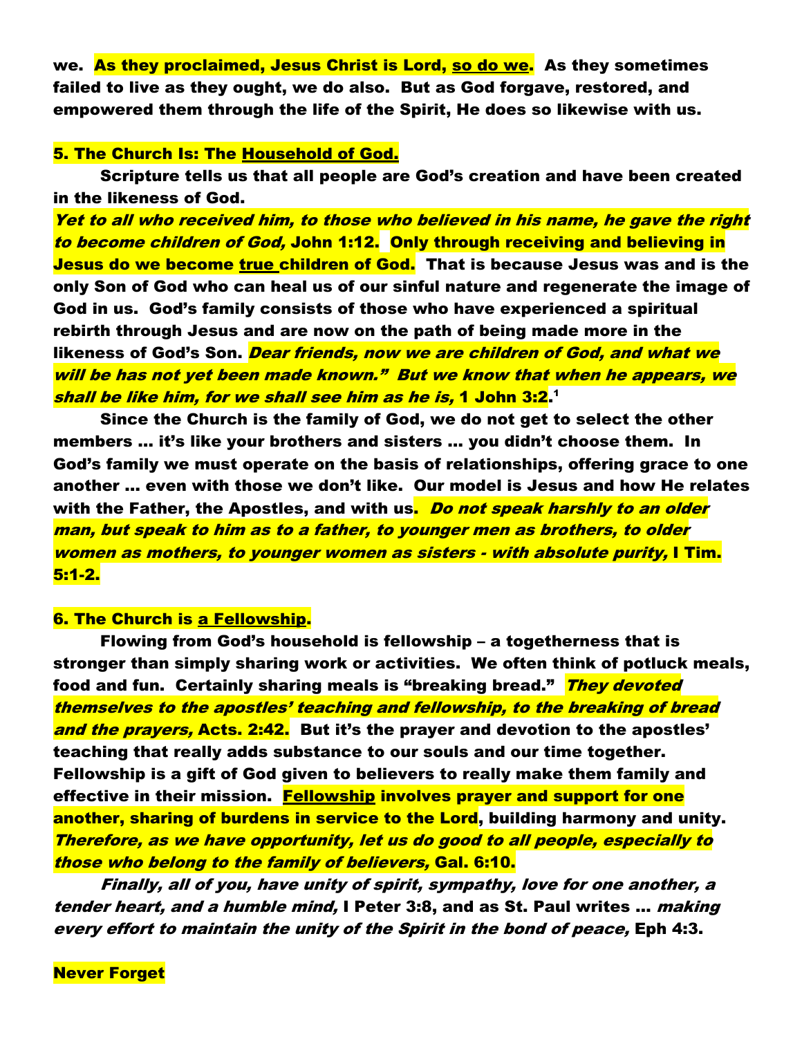we. As they proclaimed, Jesus Christ is Lord, so do we. As they sometimes failed to live as they ought, we do also. But as God forgave, restored, and empowered them through the life of the Spirit, He does so likewise with us.

## 5. The Church Is: The Household of God.

Scripture tells us that all people are God's creation and have been created in the likeness of God.

*Yet to all who received him, to those who believed in his name, he gave the right to become children of God,* John 1:12. Only through receiving and believing in Jesus do we become true children of God. That is because Jesus was and is the only Son of God who can heal us of our sinful nature and regenerate the image of God in us. God's family consists of those who have experienced a spiritual rebirth through Jesus and are now on the path of being made more in the likeness of God's Son. *Dear friends, now we are children of God, and what we will be has not yet been made known." But we know that when he appears, we shall be like him, for we shall see him as he is,* 1 John 3:2.[1]

Since the Church is the family of God, we do not get to select the other members … it's like your brothers and sisters … you didn't choose them. In God's family we must operate on the basis of relationships, offering grace to one another … even with those we don't like. Our model is Jesus and how He relates with the Father, the Apostles, and with us. *Do not speak harshly to an older man, but speak to him as to a father, to younger men as brothers, to older women as mothers, to younger women as sisters - with absolute purity,* I Tim. 5:1-2.

## 6. The Church is a Fellowship.

Flowing from God's household is fellowship – a togetherness that is stronger than simply sharing work or activities. We often think of potluck meals, food and fun. Certainly sharing meals is "breaking bread." *They devoted themselves to the apostles' teaching and fellowship, to the breaking of bread and the prayers,* Acts. 2:42. But it's the prayer and devotion to the apostles' teaching that really adds substance to our souls and our time together. Fellowship is a gift of God given to believers to really make them family and effective in their mission. Fellowship involves prayer and support for one another, sharing of burdens in service to the Lord, building harmony and unity. *Therefore, as we have opportunity, let us do good to all people, especially to those who belong to the family of believers,* Gal. 6:10.

*Finally, all of you, have unity of spirit, sympathy, love for one another, a tender heart, and a humble mind,* I Peter 3:8, and as St. Paul writes … *making every effort to maintain the unity of the Spirit in the bond of peace,* Eph 4:3.

## Never Forget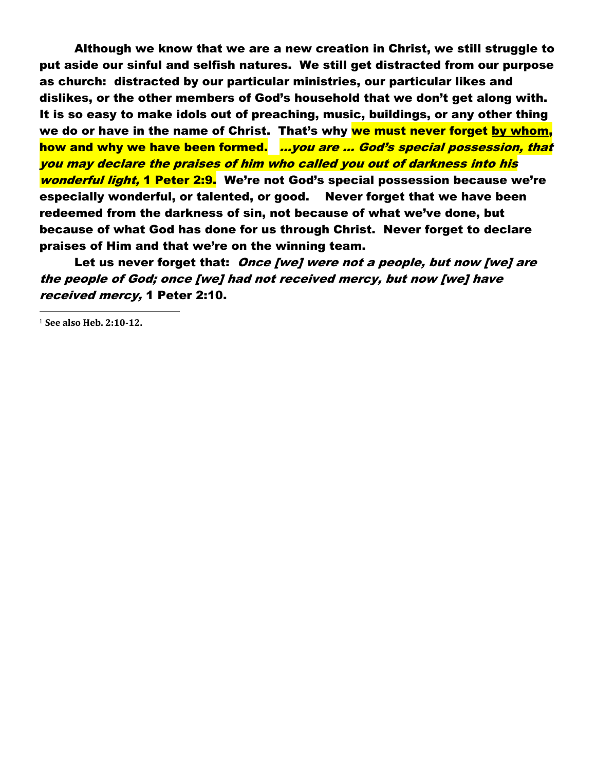**Although we know that we are a new creation in Christ, we still struggle to put aside our sinful and selfish natures. We still get distracted from our purpose as church: distracted by our particular ministries, our particular likes and dislikes, or the other members of God's household that we don't get along with. It is so easy to make idols out of preaching, music, buildings, or any other thing we do or have in the name of Christ. That's why we must never forget <u>by whom</u>, how and why we have been formed.** ***...you are ... God's special possession, that you may declare the praises of him who called you out of darkness into his wonderful light,*** **1 Peter 2:9. We're not God's special possession because we're especially wonderful, or talented, or good. Never forget that we have been redeemed from the darkness of sin, not because of what we've done, but because of what God has done for us through Christ. Never forget to declare praises of Him and that we're on the winning team.**

**Let us never forget that:** ***Once [we] were not a people, but now [we] are the people of God; once [we] had not received mercy, but now [we] have received mercy,*** **1 Peter 2:10.**

---

[1] **See also Heb. 2:10-12.**